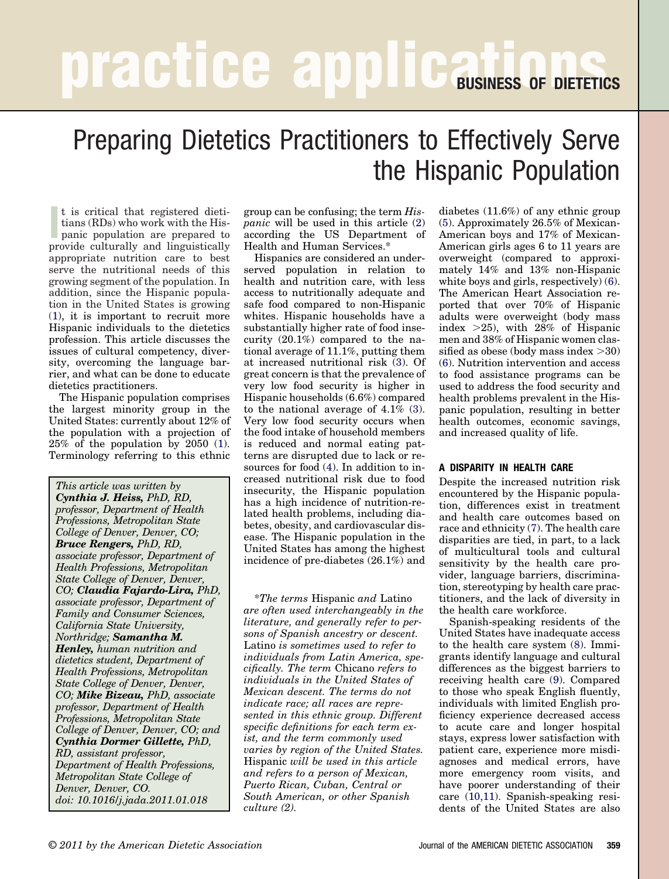# practice applications

**BUSINESS OF DIETETICS**

# Preparing Dietetics Practitioners to Effectively Serve the Hispanic Population

It is critical that registered dietitians (RDs) who work with the Hispanic population are prepared to provide culturally and linguistically appropriate nutrition care to best serve the nutritional needs of this growing segment of the population. In addition, since the Hispanic population in the United States is growing (1), it is important to recruit more Hispanic individuals to the dietetics profession. This article discusses the issues of cultural competency, diversity, overcoming the language barrier, and what can be done to educate dietetics practitioners.

The Hispanic population comprises the largest minority group in the United States: currently about 12% of the population with a projection of 25% of the population by 2050 (1). Terminology referring to this ethnic group can be confusing; the term *Hispanic* will be used in this article (2) according the US Department of Health and Human Services.*

Hispanics are considered an underserved population in relation to health and nutrition care, with less access to nutritionally adequate and safe food compared to non-Hispanic whites. Hispanic households have a substantially higher rate of food insecurity (20.1%) compared to the national average of 11.1%, putting them at increased nutritional risk (3). Of great concern is that the prevalence of very low food security is higher in Hispanic households (6.6%) compared to the national average of 4.1% (3). Very low food security occurs when the food intake of household members is reduced and normal eating patterns are disrupted due to lack or resources for food (4). In addition to increased nutritional risk due to food insecurity, the Hispanic population has a high incidence of nutrition-related health problems, including diabetes, obesity, and cardiovascular disease. The Hispanic population in the United States has among the highest incidence of pre-diabetes (26.1%) and diabetes (11.6%) of any ethnic group (5). Approximately 26.5% of Mexican-American boys and 17% of Mexican-American girls ages 6 to 11 years are overweight (compared to approximately 14% and 13% non-Hispanic white boys and girls, respectively) (6). The American Heart Association reported that over 70% of Hispanic adults were overweight (body mass index >25), with 28% of Hispanic men and 38% of Hispanic women classified as obese (body mass index >30) (6). Nutrition intervention and access to food assistance programs can be used to address the food security and health problems prevalent in the Hispanic population, resulting in better health outcomes, economic savings, and increased quality of life.

*This article was written by **Cynthia J. Heiss,** PhD, RD, professor, Department of Health Professions, Metropolitan State College of Denver, Denver, CO; **Bruce Rengers,** PhD, RD, associate professor, Department of Health Professions, Metropolitan State College of Denver, Denver, CO; **Claudia Fajardo-Lira,** PhD, associate professor, Department of Family and Consumer Sciences, California State University, Northridge; **Samantha M. Henley,** human nutrition and dietetics student, Department of Health Professions, Metropolitan State College of Denver, Denver, CO; **Mike Bizeau,** PhD, associate professor, Department of Health Professions, Metropolitan State College of Denver, Denver, CO; and **Cynthia Dormer Gillette,** PhD, RD, assistant professor, Department of Health Professions, Metropolitan State College of Denver, Denver, CO.*
*doi: 10.1016/j.jada.2011.01.018*

*\*The terms* Hispanic *and* Latino *are often used interchangeably in the literature, and generally refer to persons of Spanish ancestry or descent.* Latino *is sometimes used to refer to individuals from Latin America, specifically. The term* Chicano *refers to individuals in the United States of Mexican descent. The terms do not indicate race; all races are represented in this ethnic group. Different specific definitions for each term exist, and the term commonly used varies by region of the United States.* Hispanic *will be used in this article and refers to a person of Mexican, Puerto Rican, Cuban, Central or South American, or other Spanish culture (2).*

## A DISPARITY IN HEALTH CARE

Despite the increased nutrition risk encountered by the Hispanic population, differences exist in treatment and health care outcomes based on race and ethnicity (7). The health care disparities are tied, in part, to a lack of multicultural tools and cultural sensitivity by the health care provider, language barriers, discrimination, stereotyping by health care practitioners, and the lack of diversity in the health care workforce.

Spanish-speaking residents of the United States have inadequate access to the health care system (8). Immigrants identify language and cultural differences as the biggest barriers to receiving health care (9). Compared to those who speak English fluently, individuals with limited English proficiency experience decreased access to acute care and longer hospital stays, express lower satisfaction with patient care, experience more misdiagnoses and medical errors, have more emergency room visits, and have poorer understanding of their care (10,11). Spanish-speaking residents of the United States are also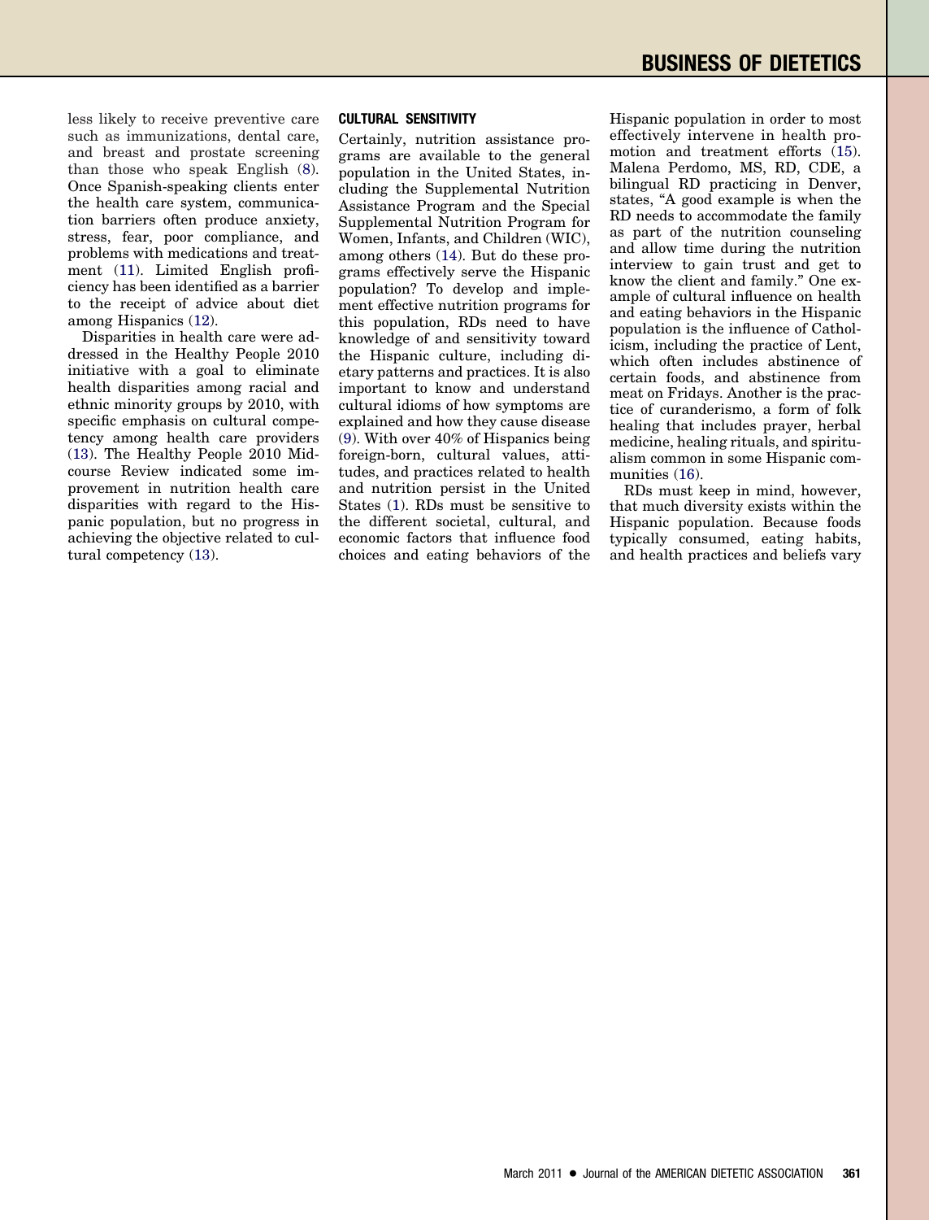less likely to receive preventive care such as immunizations, dental care, and breast and prostate screening than those who speak English (8). Once Spanish-speaking clients enter the health care system, communication barriers often produce anxiety, stress, fear, poor compliance, and problems with medications and treatment (11). Limited English proficiency has been identified as a barrier to the receipt of advice about diet among Hispanics (12).

Disparities in health care were addressed in the Healthy People 2010 initiative with a goal to eliminate health disparities among racial and ethnic minority groups by 2010, with specific emphasis on cultural competency among health care providers (13). The Healthy People 2010 Midcourse Review indicated some improvement in nutrition health care disparities with regard to the Hispanic population, but no progress in achieving the objective related to cultural competency (13).

## CULTURAL SENSITIVITY

Certainly, nutrition assistance programs are available to the general population in the United States, including the Supplemental Nutrition Assistance Program and the Special Supplemental Nutrition Program for Women, Infants, and Children (WIC), among others (14). But do these programs effectively serve the Hispanic population? To develop and implement effective nutrition programs for this population, RDs need to have knowledge of and sensitivity toward the Hispanic culture, including dietary patterns and practices. It is also important to know and understand cultural idioms of how symptoms are explained and how they cause disease (9). With over 40% of Hispanics being foreign-born, cultural values, attitudes, and practices related to health and nutrition persist in the United States (1). RDs must be sensitive to the different societal, cultural, and economic factors that influence food choices and eating behaviors of the Hispanic population in order to most effectively intervene in health promotion and treatment efforts (15). Malena Perdomo, MS, RD, CDE, a bilingual RD practicing in Denver, states, "A good example is when the RD needs to accommodate the family as part of the nutrition counseling and allow time during the nutrition interview to gain trust and get to know the client and family." One example of cultural influence on health and eating behaviors in the Hispanic population is the influence of Catholicism, including the practice of Lent, which often includes abstinence of certain foods, and abstinence from meat on Fridays. Another is the practice of curanderismo, a form of folk healing that includes prayer, herbal medicine, healing rituals, and spiritualism common in some Hispanic communities (16).

RDs must keep in mind, however, that much diversity exists within the Hispanic population. Because foods typically consumed, eating habits, and health practices and beliefs vary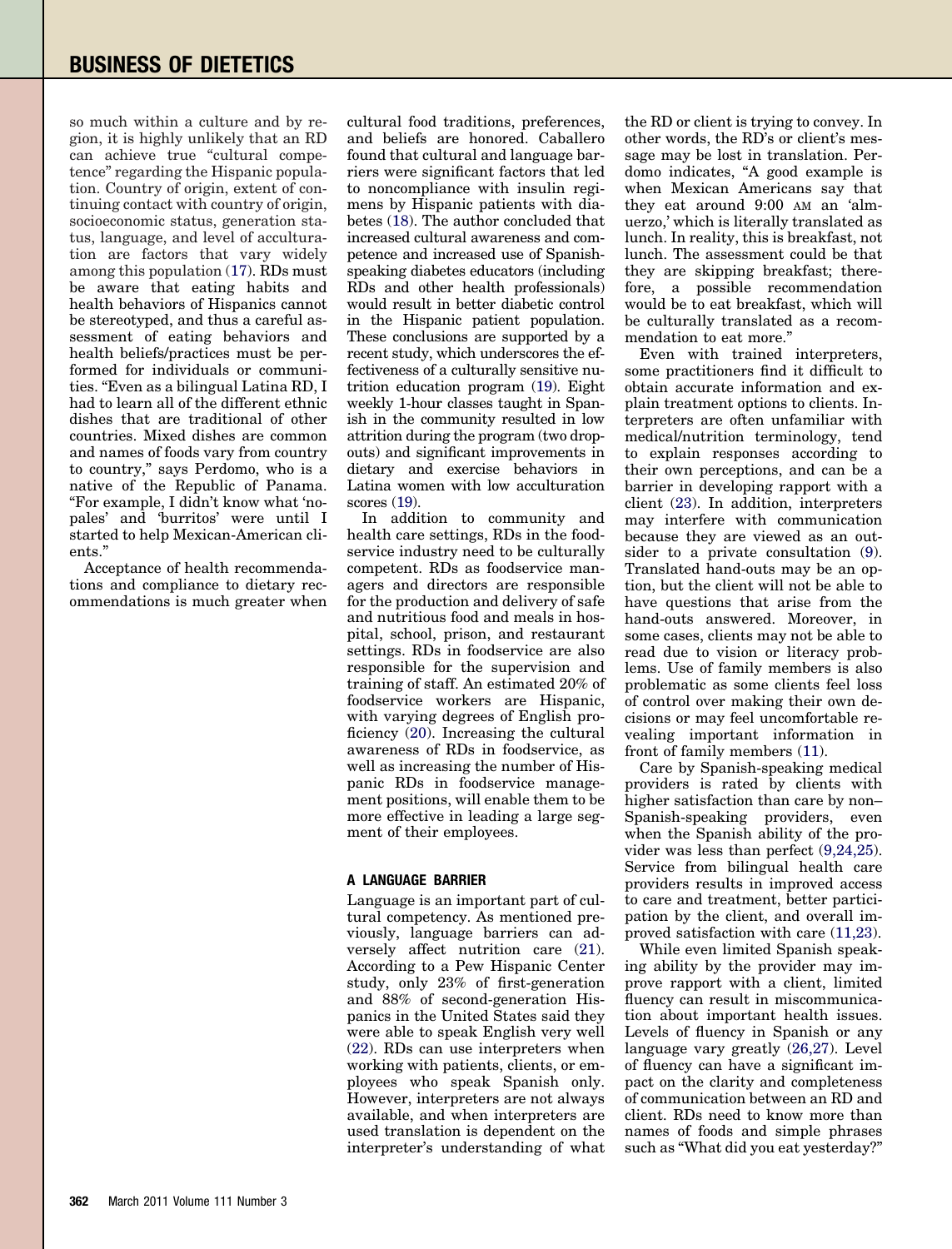so much within a culture and by region, it is highly unlikely that an RD can achieve true "cultural competence" regarding the Hispanic population. Country of origin, extent of continuing contact with country of origin, socioeconomic status, generation status, language, and level of acculturation are factors that vary widely among this population (17). RDs must be aware that eating habits and health behaviors of Hispanics cannot be stereotyped, and thus a careful assessment of eating behaviors and health beliefs/practices must be performed for individuals or communities. "Even as a bilingual Latina RD, I had to learn all of the different ethnic dishes that are traditional of other countries. Mixed dishes are common and names of foods vary from country to country," says Perdomo, who is a native of the Republic of Panama. "For example, I didn't know what 'nopales' and 'burritos' were until I started to help Mexican-American clients."

Acceptance of health recommendations and compliance to dietary recommendations is much greater when cultural food traditions, preferences, and beliefs are honored. Caballero found that cultural and language barriers were significant factors that led to noncompliance with insulin regimens by Hispanic patients with diabetes (18). The author concluded that increased cultural awareness and competence and increased use of Spanish-speaking diabetes educators (including RDs and other health professionals) would result in better diabetic control in the Hispanic patient population. These conclusions are supported by a recent study, which underscores the effectiveness of a culturally sensitive nutrition education program (19). Eight weekly 1-hour classes taught in Spanish in the community resulted in low attrition during the program (two dropouts) and significant improvements in dietary and exercise behaviors in Latina women with low acculturation scores (19).

In addition to community and health care settings, RDs in the foodservice industry need to be culturally competent. RDs as foodservice managers and directors are responsible for the production and delivery of safe and nutritious food and meals in hospital, school, prison, and restaurant settings. RDs in foodservice are also responsible for the supervision and training of staff. An estimated 20% of foodservice workers are Hispanic, with varying degrees of English proficiency (20). Increasing the cultural awareness of RDs in foodservice, as well as increasing the number of Hispanic RDs in foodservice management positions, will enable them to be more effective in leading a large segment of their employees.

### A LANGUAGE BARRIER

Language is an important part of cultural competency. As mentioned previously, language barriers can adversely affect nutrition care (21). According to a Pew Hispanic Center study, only 23% of first-generation and 88% of second-generation Hispanics in the United States said they were able to speak English very well (22). RDs can use interpreters when working with patients, clients, or employees who speak Spanish only. However, interpreters are not always available, and when interpreters are used translation is dependent on the interpreter's understanding of what the RD or client is trying to convey. In other words, the RD's or client's message may be lost in translation. Perdomo indicates, "A good example is when Mexican Americans say that they eat around 9:00 AM an 'almuerzo,' which is literally translated as lunch. In reality, this is breakfast, not lunch. The assessment could be that they are skipping breakfast; therefore, a possible recommendation would be to eat breakfast, which will be culturally translated as a recommendation to eat more."

Even with trained interpreters, some practitioners find it difficult to obtain accurate information and explain treatment options to clients. Interpreters are often unfamiliar with medical/nutrition terminology, tend to explain responses according to their own perceptions, and can be a barrier in developing rapport with a client (23). In addition, interpreters may interfere with communication because they are viewed as an outsider to a private consultation (9). Translated hand-outs may be an option, but the client will not be able to have questions that arise from the hand-outs answered. Moreover, in some cases, clients may not be able to read due to vision or literacy problems. Use of family members is also problematic as some clients feel loss of control over making their own decisions or may feel uncomfortable revealing important information in front of family members (11).

Care by Spanish-speaking medical providers is rated by clients with higher satisfaction than care by non–Spanish-speaking providers, even when the Spanish ability of the provider was less than perfect (9,24,25). Service from bilingual health care providers results in improved access to care and treatment, better participation by the client, and overall improved satisfaction with care (11,23).

While even limited Spanish speaking ability by the provider may improve rapport with a client, limited fluency can result in miscommunication about important health issues. Levels of fluency in Spanish or any language vary greatly (26,27). Level of fluency can have a significant impact on the clarity and completeness of communication between an RD and client. RDs need to know more than names of foods and simple phrases such as "What did you eat yesterday?"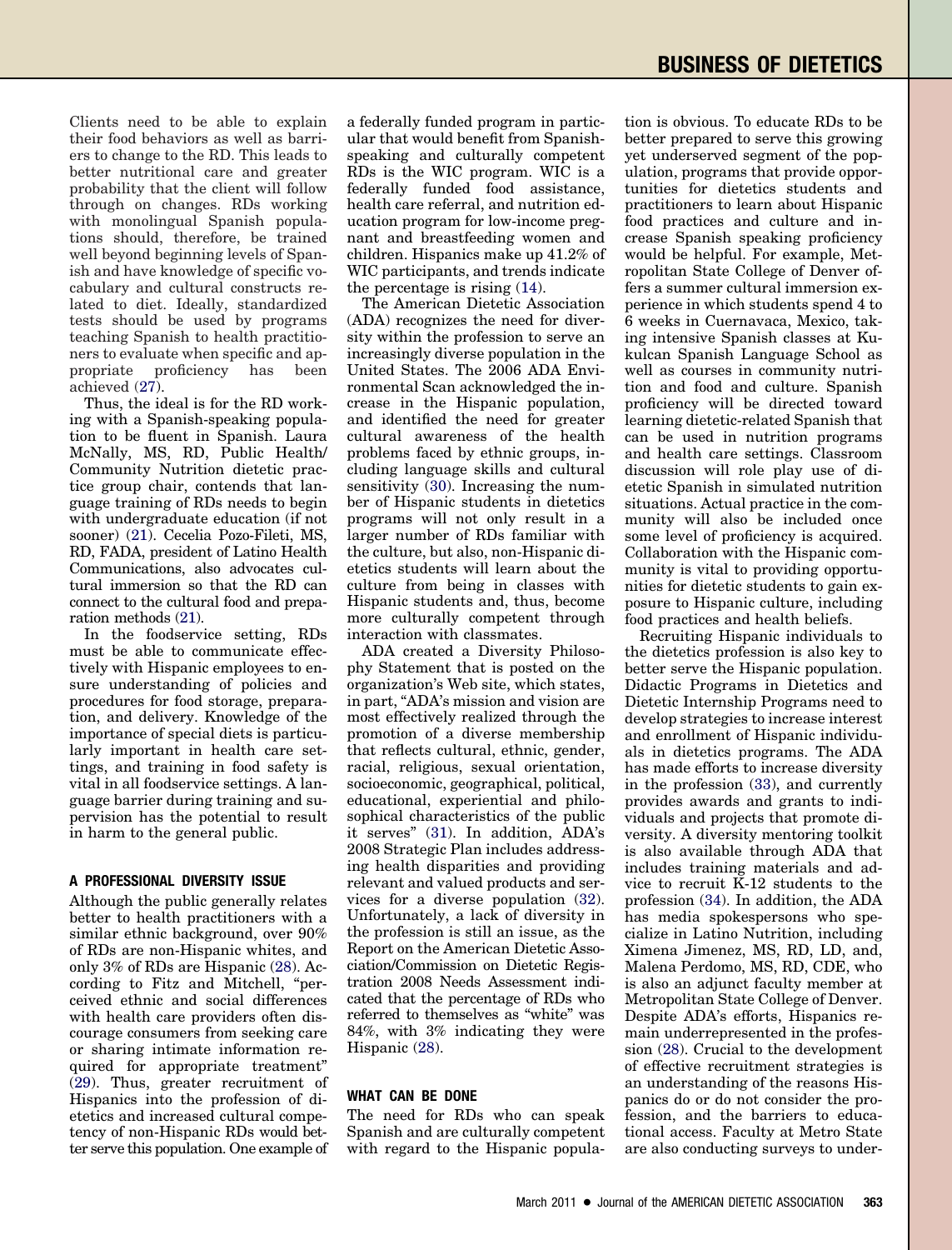Clients need to be able to explain their food behaviors as well as barriers to change to the RD. This leads to better nutritional care and greater probability that the client will follow through on changes. RDs working with monolingual Spanish populations should, therefore, be trained well beyond beginning levels of Spanish and have knowledge of specific vocabulary and cultural constructs related to diet. Ideally, standardized tests should be used by programs teaching Spanish to health practitioners to evaluate when specific and appropriate proficiency has been achieved (27).

Thus, the ideal is for the RD working with a Spanish-speaking population to be fluent in Spanish. Laura McNally, MS, RD, Public Health/Community Nutrition dietetic practice group chair, contends that language training of RDs needs to begin with undergraduate education (if not sooner) (21). Cecelia Pozo-Fileti, MS, RD, FADA, president of Latino Health Communications, also advocates cultural immersion so that the RD can connect to the cultural food and preparation methods (21).

In the foodservice setting, RDs must be able to communicate effectively with Hispanic employees to ensure understanding of policies and procedures for food storage, preparation, and delivery. Knowledge of the importance of special diets is particularly important in health care settings, and training in food safety is vital in all foodservice settings. A language barrier during training and supervision has the potential to result in harm to the general public.

## A PROFESSIONAL DIVERSITY ISSUE

Although the public generally relates better to health practitioners with a similar ethnic background, over 90% of RDs are non-Hispanic whites, and only 3% of RDs are Hispanic (28). According to Fitz and Mitchell, "perceived ethnic and social differences with health care providers often discourage consumers from seeking care or sharing intimate information required for appropriate treatment" (29). Thus, greater recruitment of Hispanics into the profession of dietetics and increased cultural competency of non-Hispanic RDs would better serve this population. One example of a federally funded program in particular that would benefit from Spanish-speaking and culturally competent RDs is the WIC program. WIC is a federally funded food assistance, health care referral, and nutrition education program for low-income pregnant and breastfeeding women and children. Hispanics make up 41.2% of WIC participants, and trends indicate the percentage is rising (14).

The American Dietetic Association (ADA) recognizes the need for diversity within the profession to serve an increasingly diverse population in the United States. The 2006 ADA Environmental Scan acknowledged the increase in the Hispanic population, and identified the need for greater cultural awareness of the health problems faced by ethnic groups, including language skills and cultural sensitivity (30). Increasing the number of Hispanic students in dietetics programs will not only result in a larger number of RDs familiar with the culture, but also, non-Hispanic dietetics students will learn about the culture from being in classes with Hispanic students and, thus, become more culturally competent through interaction with classmates.

ADA created a Diversity Philosophy Statement that is posted on the organization's Web site, which states, in part, "ADA's mission and vision are most effectively realized through the promotion of a diverse membership that reflects cultural, ethnic, gender, racial, religious, sexual orientation, socioeconomic, geographical, political, educational, experiential and philosophical characteristics of the public it serves" (31). In addition, ADA's 2008 Strategic Plan includes addressing health disparities and providing relevant and valued products and services for a diverse population (32). Unfortunately, a lack of diversity in the profession is still an issue, as the Report on the American Dietetic Association/Commission on Dietetic Registration 2008 Needs Assessment indicated that the percentage of RDs who referred to themselves as "white" was 84%, with 3% indicating they were Hispanic (28).

## WHAT CAN BE DONE

The need for RDs who can speak Spanish and are culturally competent with regard to the Hispanic population is obvious. To educate RDs to be better prepared to serve this growing yet underserved segment of the population, programs that provide opportunities for dietetics students and practitioners to learn about Hispanic food practices and culture and increase Spanish speaking proficiency would be helpful. For example, Metropolitan State College of Denver offers a summer cultural immersion experience in which students spend 4 to 6 weeks in Cuernavaca, Mexico, taking intensive Spanish classes at Kukulcan Spanish Language School as well as courses in community nutrition and food and culture. Spanish proficiency will be directed toward learning dietetic-related Spanish that can be used in nutrition programs and health care settings. Classroom discussion will role play use of dietetic Spanish in simulated nutrition situations. Actual practice in the community will also be included once some level of proficiency is acquired. Collaboration with the Hispanic community is vital to providing opportunities for dietetic students to gain exposure to Hispanic culture, including food practices and health beliefs.

Recruiting Hispanic individuals to the dietetics profession is also key to better serve the Hispanic population. Didactic Programs in Dietetics and Dietetic Internship Programs need to develop strategies to increase interest and enrollment of Hispanic individuals in dietetics programs. The ADA has made efforts to increase diversity in the profession (33), and currently provides awards and grants to individuals and projects that promote diversity. A diversity mentoring toolkit is also available through ADA that includes training materials and advice to recruit K-12 students to the profession (34). In addition, the ADA has media spokespersons who specialize in Latino Nutrition, including Ximena Jimenez, MS, RD, LD, and, Malena Perdomo, MS, RD, CDE, who is also an adjunct faculty member at Metropolitan State College of Denver. Despite ADA's efforts, Hispanics remain underrepresented in the profession (28). Crucial to the development of effective recruitment strategies is an understanding of the reasons Hispanics do or do not consider the profession, and the barriers to educational access. Faculty at Metro State are also conducting surveys to under-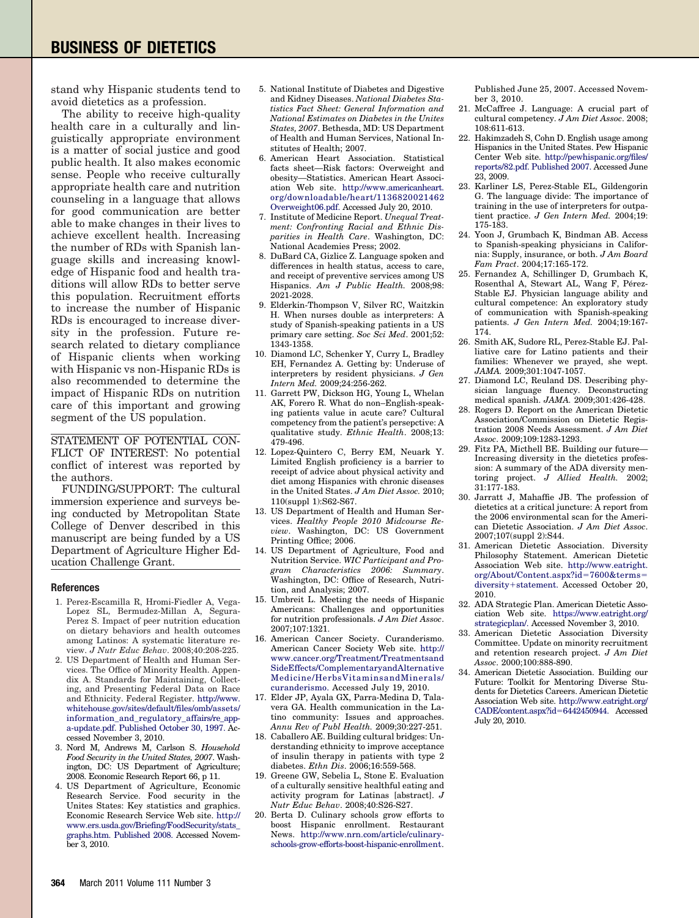stand why Hispanic students tend to avoid dietetics as a profession.

The ability to receive high-quality health care in a culturally and linguistically appropriate environment is a matter of social justice and good public health. It also makes economic sense. People who receive culturally appropriate health care and nutrition counseling in a language that allows for good communication are better able to make changes in their lives to achieve excellent health. Increasing the number of RDs with Spanish language skills and increasing knowledge of Hispanic food and health traditions will allow RDs to better serve this population. Recruitment efforts to increase the number of Hispanic RDs is encouraged to increase diversity in the profession. Future research related to dietary compliance of Hispanic clients when working with Hispanic vs non-Hispanic RDs is also recommended to determine the impact of Hispanic RDs on nutrition care of this important and growing segment of the US population.

STATEMENT OF POTENTIAL CONFLICT OF INTEREST: No potential conflict of interest was reported by the authors.

FUNDING/SUPPORT: The cultural immersion experience and surveys being conducted by Metropolitan State College of Denver described in this manuscript are being funded by a US Department of Agriculture Higher Education Challenge Grant.

## References

1. Perez-Escamilla R, Hromi-Fiedler A, Vega-Lopez SL, Bermudez-Millan A, Segura-Perez S. Impact of peer nutrition education on dietary behaviors and health outcomes among Latinos: A systematic literature review. *J Nutr Educ Behav*. 2008;40:208-225.
2. US Department of Health and Human Services. The Office of Minority Health. Appendix A. Standards for Maintaining, Collecting, and Presenting Federal Data on Race and Ethnicity. Federal Register. http://www.whitehouse.gov/sites/default/files/omb/assets/information_and_regulatory_affairs/re_app-a-update.pdf. Published October 30, 1997. Accessed November 3, 2010.
3. Nord M, Andrews M, Carlson S. *Household Food Security in the United States, 2007*. Washington, DC: US Department of Agriculture; 2008. Economic Research Report 66, p 11.
4. US Department of Agriculture, Economic Research Service. Food security in the Unites States: Key statistics and graphics. Economic Research Service Web site. http://www.ers.usda.gov/Briefing/FoodSecurity/stats_graphs.htm. Published 2008. Accessed November 3, 2010.
5. National Institute of Diabetes and Digestive and Kidney Diseases. *National Diabetes Statistics Fact Sheet: General Information and National Estimates on Diabetes in the Unites States, 2007*. Bethesda, MD: US Department of Health and Human Services, National Institutes of Health; 2007.
6. American Heart Association. Statistical facts sheet—Risk factors: Overweight and obesity—Statistics. American Heart Association Web site. http://www.americanheart.org/downloadable/heart/1136820021462Overweight06.pdf. Accessed July 20, 2010.
7. Institute of Medicine Report. *Unequal Treatment: Confronting Racial and Ethnic Disparities in Health Care*. Washington, DC: National Academies Press; 2002.
8. DuBard CA, Gizlice Z. Language spoken and differences in health status, access to care, and receipt of preventive services among US Hispanics. *Am J Public Health*. 2008;98: 2021-2028.
9. Elderkin-Thompson V, Silver RC, Waitzkin H. When nurses double as interpreters: A study of Spanish-speaking patients in a US primary care setting. *Soc Sci Med*. 2001;52: 1343-1358.
10. Diamond LC, Schenker Y, Curry L, Bradley EH, Fernandez A. Getting by: Underuse of interpreters by resident physicians. *J Gen Intern Med.* 2009;24:256-262.
11. Garrett PW, Dickson HG, Young L, Whelan AK, Forero R. What do non–English-speaking patients value in acute care? Cultural competency from the patient's persepctive: A qualitative study. *Ethnic Health*. 2008;13: 479-496.
12. Lopez-Quintero C, Berry EM, Neuark Y. Limited English proficiency is a barrier to receipt of advice about physical activity and diet among Hispanics with chronic diseases in the United States. *J Am Diet Assoc.* 2010; 110(suppl 1):S62-S67.
13. US Department of Health and Human Services. *Healthy People 2010 Midcourse Review*. Washington, DC: US Government Printing Office; 2006.
14. US Department of Agriculture, Food and Nutrition Service. *WIC Participant and Program Characteristics 2006: Summary*. Washington, DC: Office of Research, Nutrition, and Analysis; 2007.
15. Umbreit L. Meeting the needs of Hispanic Americans: Challenges and opportunities for nutrition professionals. *J Am Diet Assoc*. 2007;107:1321.
16. American Cancer Society. Curanderismo. American Cancer Society Web site. http://www.cancer.org/Treatment/TreatmentsandSideEffects/ComplementaryandAlternativeMedicine/HerbsVitaminsandMinerals/curanderismo. Accessed July 19, 2010.
17. Elder JP, Ayala GX, Parra-Medina D, Talavera GA. Health communication in the Latino community: Issues and approaches. *Annu Rev of Publ Health.* 2009;30:227-251.
18. Caballero AE. Building cultural bridges: Understanding ethnicity to improve acceptance of insulin therapy in patients with type 2 diabetes. *Ethn Dis*. 2006;16:559-568.
19. Greene GW, Sebelia L, Stone E. Evaluation of a culturally sensitive healthful eating and activity program for Latinas [abstract]. *J Nutr Educ Behav*. 2008;40:S26-S27.
20. Berta D. Culinary schools grow efforts to boost Hispanic enrollment. Restaurant News. http://www.nrn.com/article/culinary-schools-grow-efforts-boost-hispanic-enrollment. Published June 25, 2007. Accessed November 3, 2010.
21. McCaffree J. Language: A crucial part of cultural competency. *J Am Diet Assoc*. 2008; 108:611-613.
22. Hakimzadeh S, Cohn D. English usage among Hispanics in the United States. Pew Hispanic Center Web site. http://pewhispanic.org/files/reports/82.pdf. Published 2007. Accessed June 23, 2009.
23. Karliner LS, Perez-Stable EL, Gildengorin G. The language divide: The importance of training in the use of interpreters for outpatient practice. *J Gen Intern Med.* 2004;19: 175-183.
24. Yoon J, Grumbach K, Bindman AB. Access to Spanish-speaking physicians in California: Supply, insurance, or both. *J Am Board Fam Pract*. 2004;17:165-172.
25. Fernandez A, Schillinger D, Grumbach K, Rosenthal A, Stewart AL, Wang F, Pérez-Stable EJ. Physician language ability and cultural competence: An exploratory study of communication with Spanish-speaking patients. *J Gen Intern Med.* 2004;19:167-174.
26. Smith AK, Sudore RL, Perez-Stable EJ. Palliative care for Latino patients and their families: Whenever we prayed, she wept. *JAMA.* 2009;301:1047-1057.
27. Diamond LC, Reuland DS. Describing physician language fluency. Deconstructing medical spanish. *JAMA.* 2009;301:426-428.
28. Rogers D. Report on the American Dietetic Association/Commission on Dietetic Registration 2008 Needs Assessment. *J Am Diet Assoc*. 2009;109:1283-1293.
29. Fitz PA, Micthell BE. Building our future—Increasing diversity in the dietetics profession: A summary of the ADA diversity mentoring project. *J Allied Health.* 2002; 31:177-183.
30. Jarratt J, Mahaffie JB. The profession of dietetics at a critical juncture: A report from the 2006 environmental scan for the American Dietetic Association. *J Am Diet Assoc*. 2007;107(suppl 2):S44.
31. American Dietetic Association. Diversity Philosophy Statement. American Dietetic Association Web site. http://www.eatright.org/About/Content.aspx?id=7600&terms=diversity+statement. Accessed October 20, 2010.
32. ADA Strategic Plan. American Dietetic Association Web site. https://www.eatright.org/strategicplan/. Accessed November 3, 2010.
33. American Dietetic Association Diversity Committee. Update on minority recruitment and retention research project. *J Am Diet Assoc*. 2000;100:888-890.
34. American Dietetic Association. Building our Future: Toolkit for Mentoring Diverse Students for Dietetics Careers. American Dietetic Association Web site. http://www.eatright.org/CADE/content.aspx?id=6442450944. Accessed July 20, 2010.